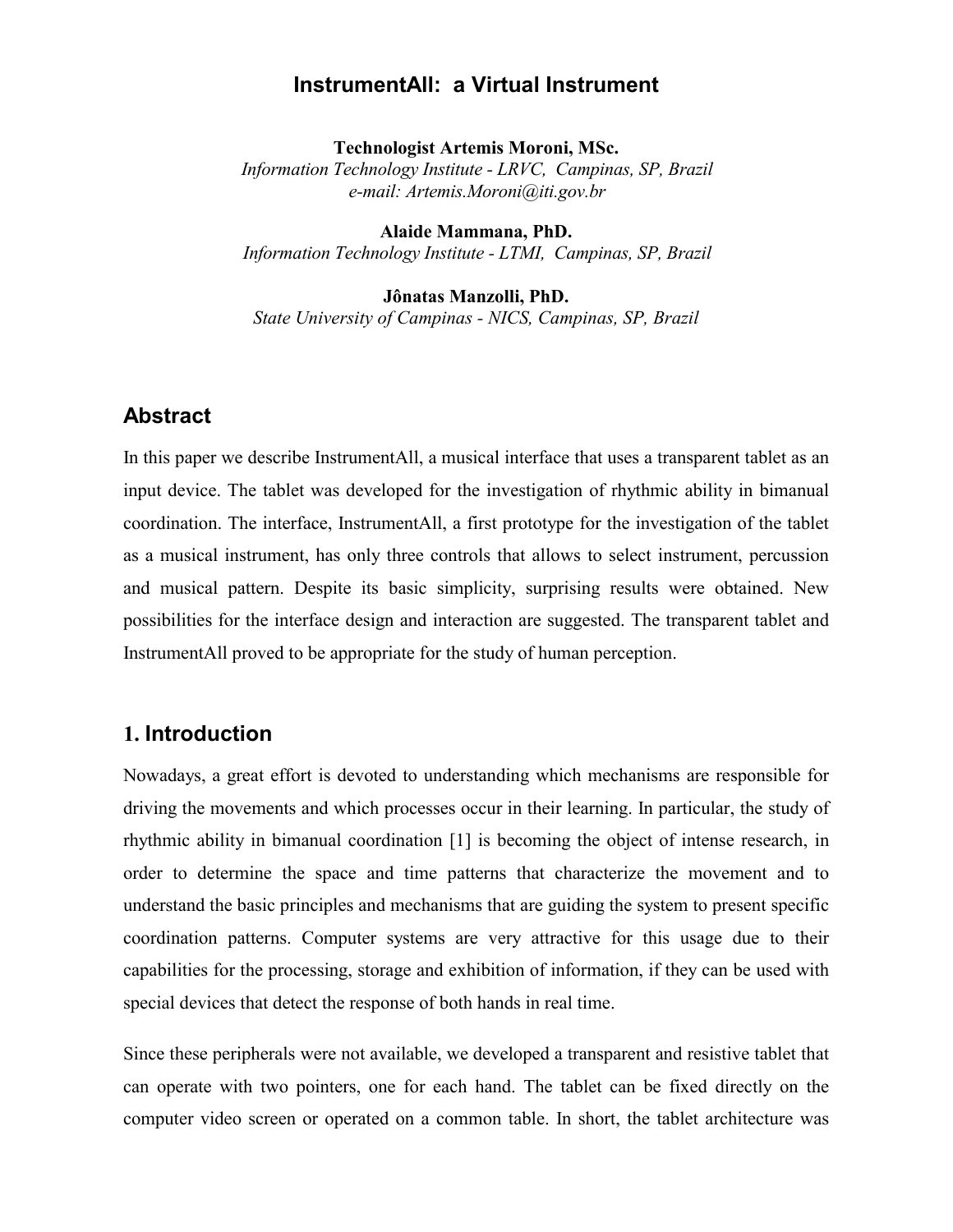# InstrumentAll: a Virtual Instrument

**Technologist Artemis Moroni, MSc.**
*Information Technology Institute - LRVC, Campinas, SP, Brazil*
*e-mail: Artemis.Moroni@iti.gov.br*

**Alaide Mammana, PhD.**
*Information Technology Institute - LTMI, Campinas, SP, Brazil*

**Jônatas Manzolli, PhD.**
*State University of Campinas - NICS, Campinas, SP, Brazil*

## Abstract

In this paper we describe InstrumentAll, a musical interface that uses a transparent tablet as an input device. The tablet was developed for the investigation of rhythmic ability in bimanual coordination. The interface, InstrumentAll, a first prototype for the investigation of the tablet as a musical instrument, has only three controls that allows to select instrument, percussion and musical pattern. Despite its basic simplicity, surprising results were obtained. New possibilities for the interface design and interaction are suggested. The transparent tablet and InstrumentAll proved to be appropriate for the study of human perception.

## 1. Introduction

Nowadays, a great effort is devoted to understanding which mechanisms are responsible for driving the movements and which processes occur in their learning. In particular, the study of rhythmic ability in bimanual coordination [1] is becoming the object of intense research, in order to determine the space and time patterns that characterize the movement and to understand the basic principles and mechanisms that are guiding the system to present specific coordination patterns. Computer systems are very attractive for this usage due to their capabilities for the processing, storage and exhibition of information, if they can be used with special devices that detect the response of both hands in real time.

Since these peripherals were not available, we developed a transparent and resistive tablet that can operate with two pointers, one for each hand. The tablet can be fixed directly on the computer video screen or operated on a common table. In short, the tablet architecture was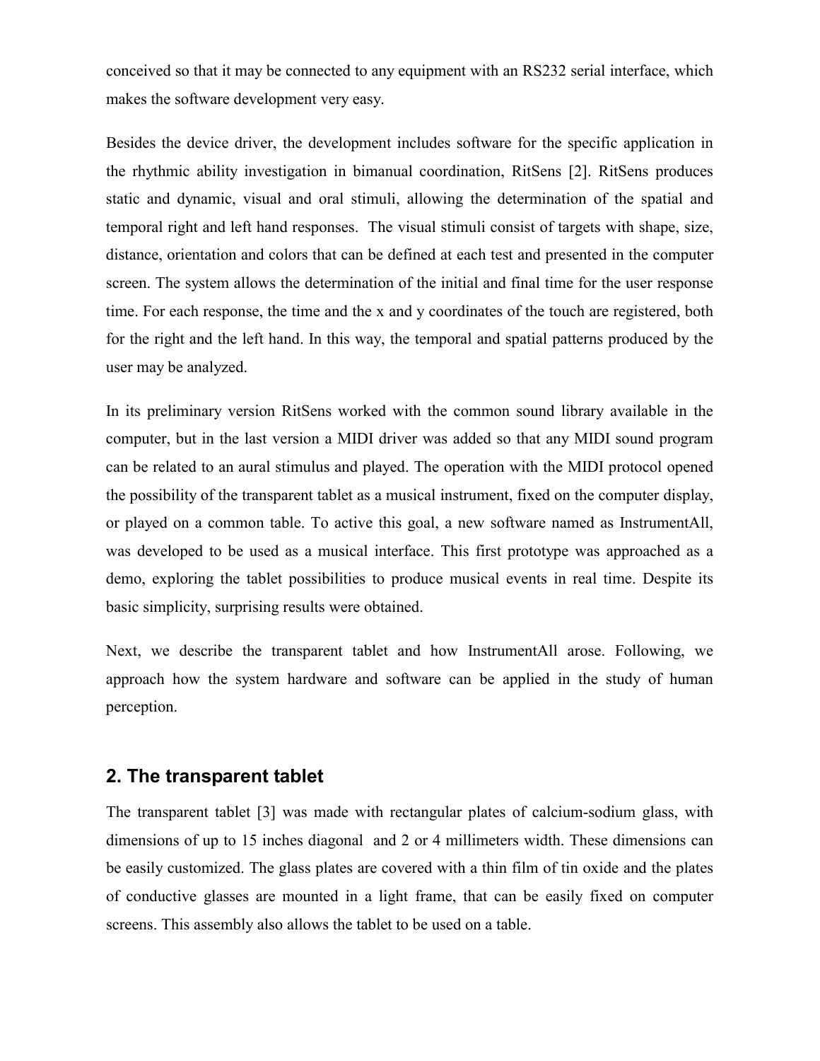conceived so that it may be connected to any equipment with an RS232 serial interface, which makes the software development very easy.

Besides the device driver, the development includes software for the specific application in the rhythmic ability investigation in bimanual coordination, RitSens [2]. RitSens produces static and dynamic, visual and oral stimuli, allowing the determination of the spatial and temporal right and left hand responses. The visual stimuli consist of targets with shape, size, distance, orientation and colors that can be defined at each test and presented in the computer screen. The system allows the determination of the initial and final time for the user response time. For each response, the time and the x and y coordinates of the touch are registered, both for the right and the left hand. In this way, the temporal and spatial patterns produced by the user may be analyzed.

In its preliminary version RitSens worked with the common sound library available in the computer, but in the last version a MIDI driver was added so that any MIDI sound program can be related to an aural stimulus and played. The operation with the MIDI protocol opened the possibility of the transparent tablet as a musical instrument, fixed on the computer display, or played on a common table. To active this goal, a new software named as InstrumentAll, was developed to be used as a musical interface. This first prototype was approached as a demo, exploring the tablet possibilities to produce musical events in real time. Despite its basic simplicity, surprising results were obtained.

Next, we describe the transparent tablet and how InstrumentAll arose. Following, we approach how the system hardware and software can be applied in the study of human perception.

## 2. The transparent tablet

The transparent tablet [3] was made with rectangular plates of calcium-sodium glass, with dimensions of up to 15 inches diagonal and 2 or 4 millimeters width. These dimensions can be easily customized. The glass plates are covered with a thin film of tin oxide and the plates of conductive glasses are mounted in a light frame, that can be easily fixed on computer screens. This assembly also allows the tablet to be used on a table.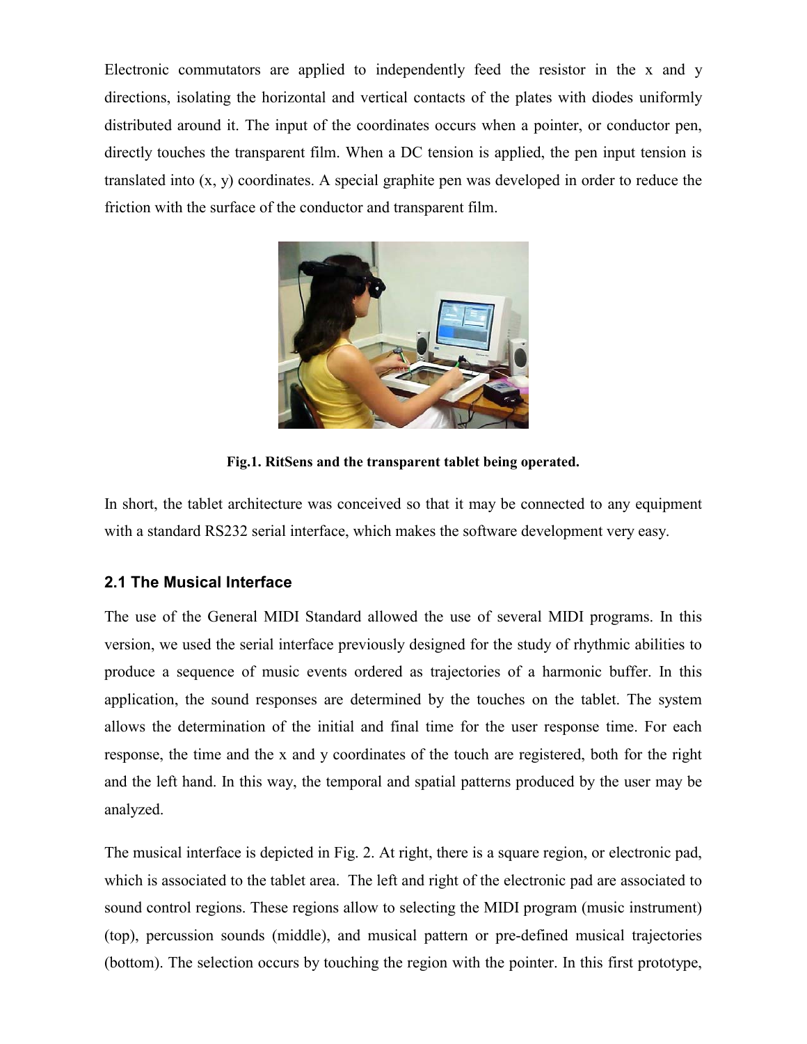Electronic commutators are applied to independently feed the resistor in the x and y directions, isolating the horizontal and vertical contacts of the plates with diodes uniformly distributed around it. The input of the coordinates occurs when a pointer, or conductor pen, directly touches the transparent film. When a DC tension is applied, the pen input tension is translated into (x, y) coordinates. A special graphite pen was developed in order to reduce the friction with the surface of the conductor and transparent film.

**Fig.1. RitSens and the transparent tablet being operated.**

In short, the tablet architecture was conceived so that it may be connected to any equipment with a standard RS232 serial interface, which makes the software development very easy.

### 2.1 The Musical Interface

The use of the General MIDI Standard allowed the use of several MIDI programs. In this version, we used the serial interface previously designed for the study of rhythmic abilities to produce a sequence of music events ordered as trajectories of a harmonic buffer. In this application, the sound responses are determined by the touches on the tablet. The system allows the determination of the initial and final time for the user response time. For each response, the time and the x and y coordinates of the touch are registered, both for the right and the left hand. In this way, the temporal and spatial patterns produced by the user may be analyzed.

The musical interface is depicted in Fig. 2. At right, there is a square region, or electronic pad, which is associated to the tablet area. The left and right of the electronic pad are associated to sound control regions. These regions allow to selecting the MIDI program (music instrument) (top), percussion sounds (middle), and musical pattern or pre-defined musical trajectories (bottom). The selection occurs by touching the region with the pointer. In this first prototype,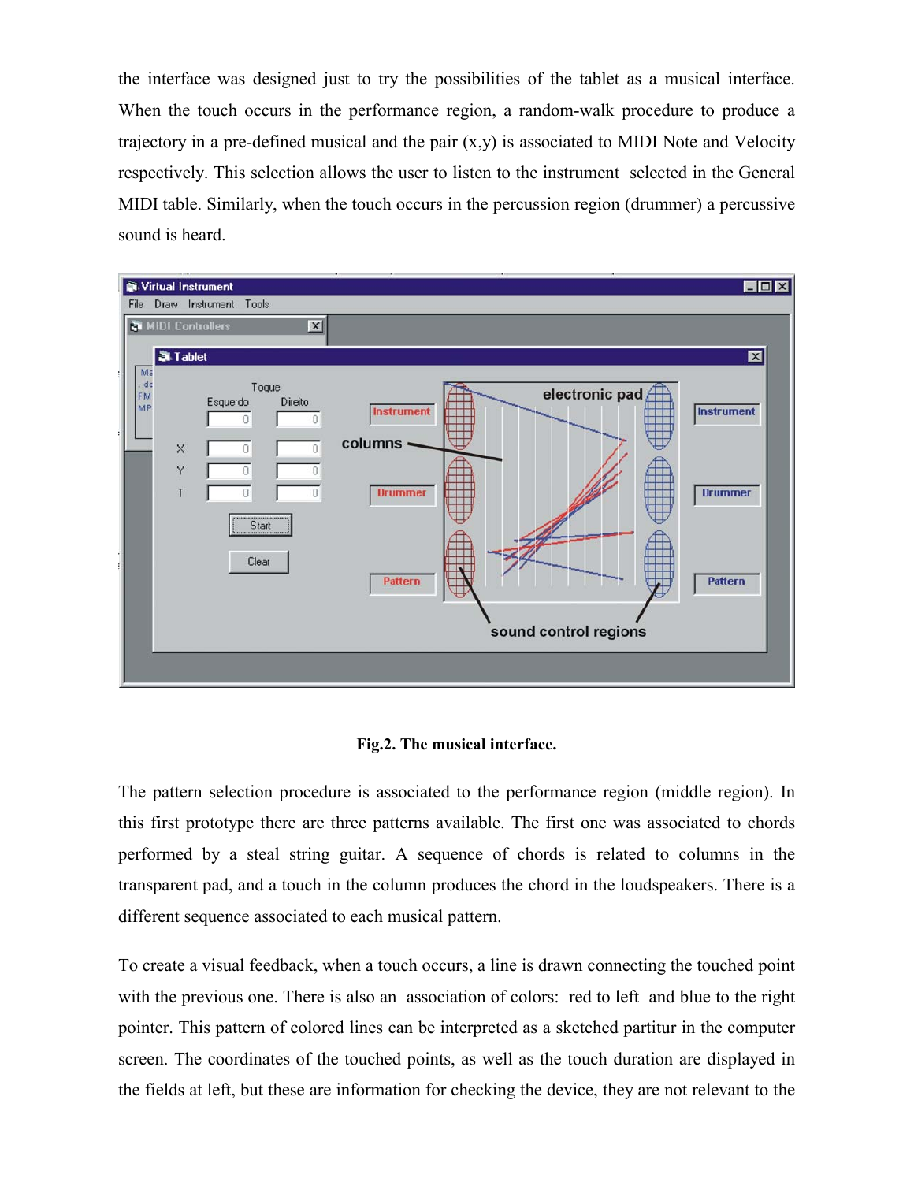the interface was designed just to try the possibilities of the tablet as a musical interface. When the touch occurs in the performance region, a random-walk procedure to produce a trajectory in a pre-defined musical and the pair (x,y) is associated to MIDI Note and Velocity respectively. This selection allows the user to listen to the instrument selected in the General MIDI table. Similarly, when the touch occurs in the percussion region (drummer) a percussive sound is heard.

**Fig.2. The musical interface.**

The pattern selection procedure is associated to the performance region (middle region). In this first prototype there are three patterns available. The first one was associated to chords performed by a steal string guitar. A sequence of chords is related to columns in the transparent pad, and a touch in the column produces the chord in the loudspeakers. There is a different sequence associated to each musical pattern.

To create a visual feedback, when a touch occurs, a line is drawn connecting the touched point with the previous one. There is also an association of colors: red to left and blue to the right pointer. This pattern of colored lines can be interpreted as a sketched partitur in the computer screen. The coordinates of the touched points, as well as the touch duration are displayed in the fields at left, but these are information for checking the device, they are not relevant to the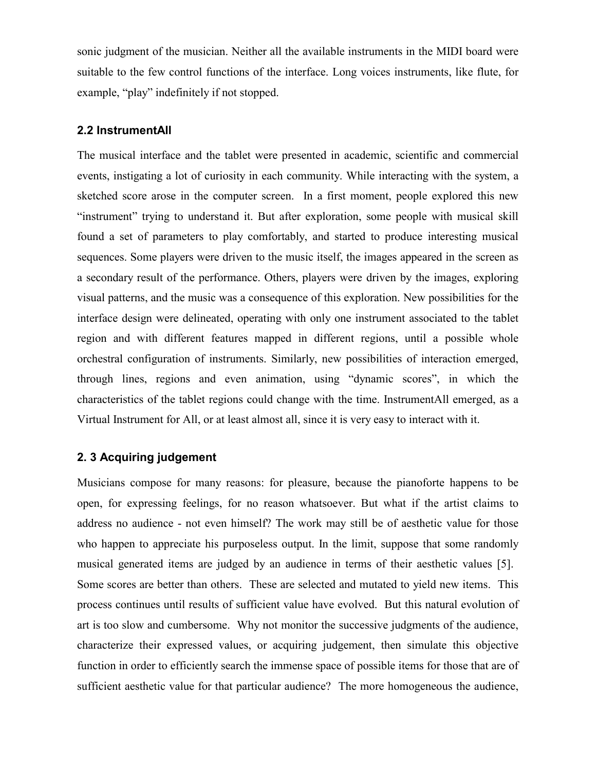sonic judgment of the musician. Neither all the available instruments in the MIDI board were suitable to the few control functions of the interface. Long voices instruments, like flute, for example, "play" indefinitely if not stopped.

### 2.2 InstrumentAll

The musical interface and the tablet were presented in academic, scientific and commercial events, instigating a lot of curiosity in each community. While interacting with the system, a sketched score arose in the computer screen. In a first moment, people explored this new "instrument" trying to understand it. But after exploration, some people with musical skill found a set of parameters to play comfortably, and started to produce interesting musical sequences. Some players were driven to the music itself, the images appeared in the screen as a secondary result of the performance. Others, players were driven by the images, exploring visual patterns, and the music was a consequence of this exploration. New possibilities for the interface design were delineated, operating with only one instrument associated to the tablet region and with different features mapped in different regions, until a possible whole orchestral configuration of instruments. Similarly, new possibilities of interaction emerged, through lines, regions and even animation, using "dynamic scores", in which the characteristics of the tablet regions could change with the time. InstrumentAll emerged, as a Virtual Instrument for All, or at least almost all, since it is very easy to interact with it.

### 2. 3 Acquiring judgement

Musicians compose for many reasons: for pleasure, because the pianoforte happens to be open, for expressing feelings, for no reason whatsoever. But what if the artist claims to address no audience - not even himself? The work may still be of aesthetic value for those who happen to appreciate his purposeless output. In the limit, suppose that some randomly musical generated items are judged by an audience in terms of their aesthetic values [5]. Some scores are better than others. These are selected and mutated to yield new items. This process continues until results of sufficient value have evolved. But this natural evolution of art is too slow and cumbersome. Why not monitor the successive judgments of the audience, characterize their expressed values, or acquiring judgement, then simulate this objective function in order to efficiently search the immense space of possible items for those that are of sufficient aesthetic value for that particular audience? The more homogeneous the audience,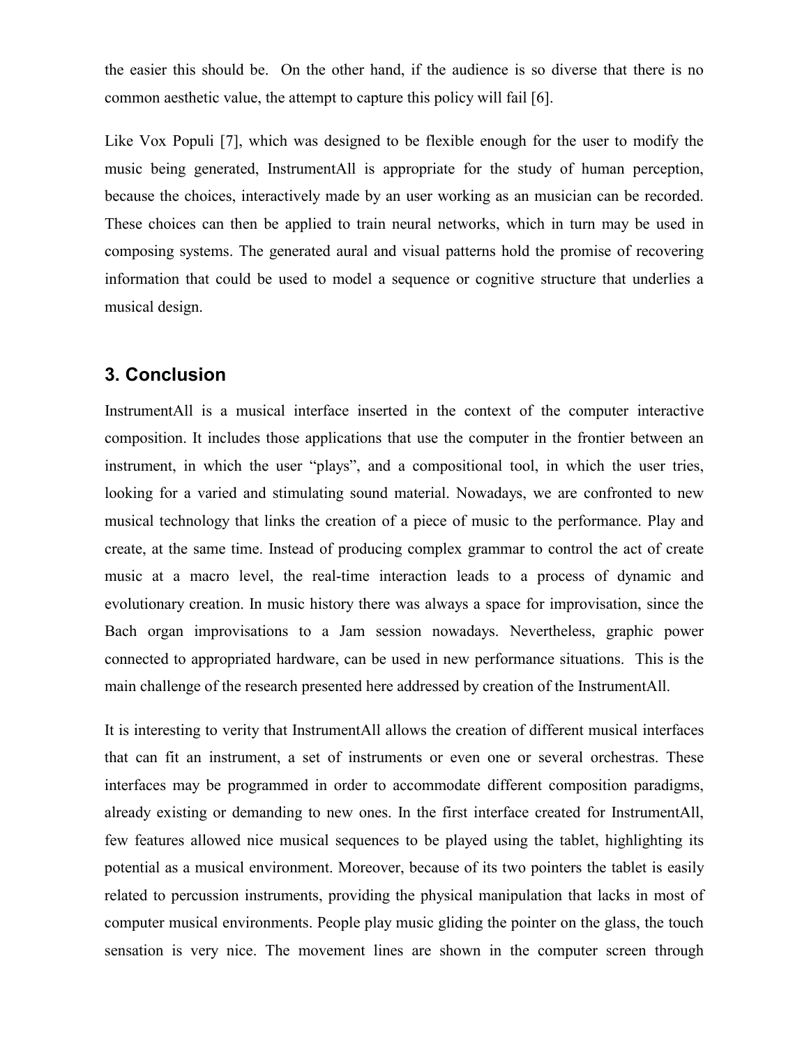the easier this should be. On the other hand, if the audience is so diverse that there is no common aesthetic value, the attempt to capture this policy will fail [6].

Like Vox Populi [7], which was designed to be flexible enough for the user to modify the music being generated, InstrumentAll is appropriate for the study of human perception, because the choices, interactively made by an user working as an musician can be recorded. These choices can then be applied to train neural networks, which in turn may be used in composing systems. The generated aural and visual patterns hold the promise of recovering information that could be used to model a sequence or cognitive structure that underlies a musical design.

## 3. Conclusion

InstrumentAll is a musical interface inserted in the context of the computer interactive composition. It includes those applications that use the computer in the frontier between an instrument, in which the user "plays", and a compositional tool, in which the user tries, looking for a varied and stimulating sound material. Nowadays, we are confronted to new musical technology that links the creation of a piece of music to the performance. Play and create, at the same time. Instead of producing complex grammar to control the act of create music at a macro level, the real-time interaction leads to a process of dynamic and evolutionary creation. In music history there was always a space for improvisation, since the Bach organ improvisations to a Jam session nowadays. Nevertheless, graphic power connected to appropriated hardware, can be used in new performance situations. This is the main challenge of the research presented here addressed by creation of the InstrumentAll.

It is interesting to verity that InstrumentAll allows the creation of different musical interfaces that can fit an instrument, a set of instruments or even one or several orchestras. These interfaces may be programmed in order to accommodate different composition paradigms, already existing or demanding to new ones. In the first interface created for InstrumentAll, few features allowed nice musical sequences to be played using the tablet, highlighting its potential as a musical environment. Moreover, because of its two pointers the tablet is easily related to percussion instruments, providing the physical manipulation that lacks in most of computer musical environments. People play music gliding the pointer on the glass, the touch sensation is very nice. The movement lines are shown in the computer screen through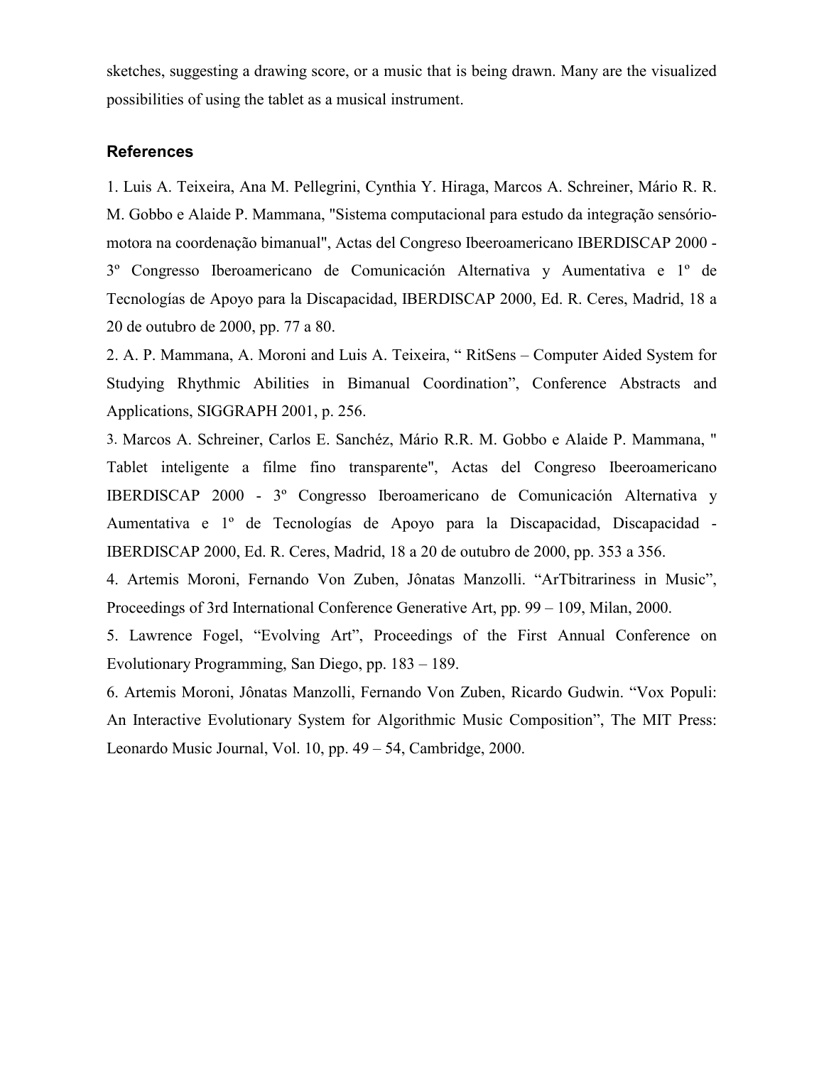sketches, suggesting a drawing score, or a music that is being drawn. Many are the visualized possibilities of using the tablet as a musical instrument.

## References

1. Luis A. Teixeira, Ana M. Pellegrini, Cynthia Y. Hiraga, Marcos A. Schreiner, Mário R. R. M. Gobbo e Alaide P. Mammana, "Sistema computacional para estudo da integração sensório-motora na coordenação bimanual", Actas del Congreso Ibeeroamericano IBERDISCAP 2000 - 3º Congresso Iberoamericano de Comunicación Alternativa y Aumentativa e 1º de Tecnologías de Apoyo para la Discapacidad, IBERDISCAP 2000, Ed. R. Ceres, Madrid, 18 a 20 de outubro de 2000, pp. 77 a 80.
2. A. P. Mammana, A. Moroni and Luis A. Teixeira, " RitSens – Computer Aided System for Studying Rhythmic Abilities in Bimanual Coordination", Conference Abstracts and Applications, SIGGRAPH 2001, p. 256.
3. Marcos A. Schreiner, Carlos E. Sanchéz, Mário R.R. M. Gobbo e Alaide P. Mammana, " Tablet inteligente a filme fino transparente", Actas del Congreso Ibeeroamericano IBERDISCAP 2000 - 3º Congresso Iberoamericano de Comunicación Alternativa y Aumentativa e 1º de Tecnologías de Apoyo para la Discapacidad, Discapacidad - IBERDISCAP 2000, Ed. R. Ceres, Madrid, 18 a 20 de outubro de 2000, pp. 353 a 356.
4. Artemis Moroni, Fernando Von Zuben, Jônatas Manzolli. "ArTbitrariness in Music", Proceedings of 3rd International Conference Generative Art, pp. 99 – 109, Milan, 2000.
5. Lawrence Fogel, "Evolving Art", Proceedings of the First Annual Conference on Evolutionary Programming, San Diego, pp. 183 – 189.
6. Artemis Moroni, Jônatas Manzolli, Fernando Von Zuben, Ricardo Gudwin. "Vox Populi: An Interactive Evolutionary System for Algorithmic Music Composition", The MIT Press: Leonardo Music Journal, Vol. 10, pp. 49 – 54, Cambridge, 2000.